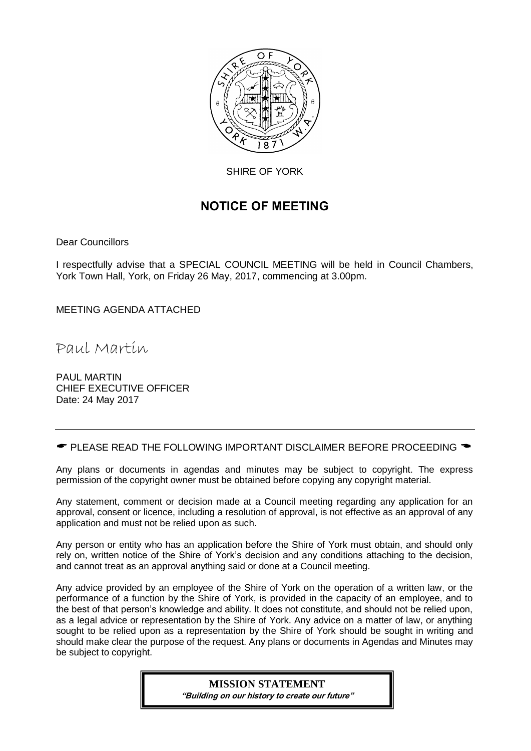SHIRE OF YORK

# NOTICE OF MEETING

Dear Councillors

I respectfully advise that a SPECIAL COUNCIL MEETING will be held in Council Chambers, York Town Hall, York, on Friday 26 May, 2017, commencing at 3.00pm.

MEETING AGENDA ATTACHED

*Paul Martin*

PAUL MARTIN
CHIEF EXECUTIVE OFFICER
Date: 24 May 2017

---

☛ PLEASE READ THE FOLLOWING IMPORTANT DISCLAIMER BEFORE PROCEEDING ☚

Any plans or documents in agendas and minutes may be subject to copyright. The express permission of the copyright owner must be obtained before copying any copyright material.

Any statement, comment or decision made at a Council meeting regarding any application for an approval, consent or licence, including a resolution of approval, is not effective as an approval of any application and must not be relied upon as such.

Any person or entity who has an application before the Shire of York must obtain, and should only rely on, written notice of the Shire of York's decision and any conditions attaching to the decision, and cannot treat as an approval anything said or done at a Council meeting.

Any advice provided by an employee of the Shire of York on the operation of a written law, or the performance of a function by the Shire of York, is provided in the capacity of an employee, and to the best of that person's knowledge and ability. It does not constitute, and should not be relied upon, as a legal advice or representation by the Shire of York. Any advice on a matter of law, or anything sought to be relied upon as a representation by the Shire of York should be sought in writing and should make clear the purpose of the request. Any plans or documents in Agendas and Minutes may be subject to copyright.

**MISSION STATEMENT**
***"Building on our history to create our future"***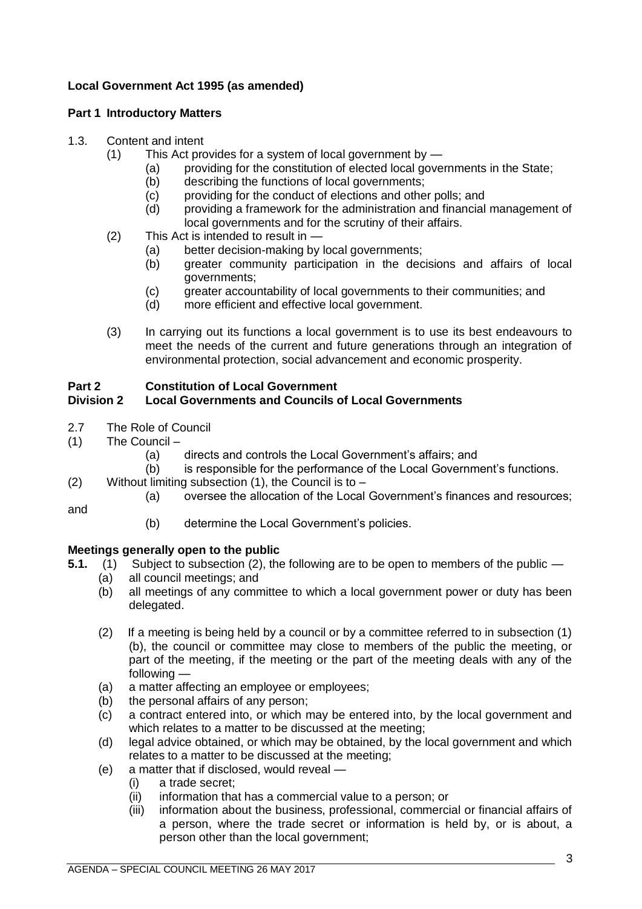**Local Government Act 1995 (as amended)**

**Part 1 Introductory Matters**

1.3. Content and intent

(1) This Act provides for a system of local government by —

(a) providing for the constitution of elected local governments in the State;

(b) describing the functions of local governments;

(c) providing for the conduct of elections and other polls; and

(d) providing a framework for the administration and financial management of local governments and for the scrutiny of their affairs.

(2) This Act is intended to result in —

(a) better decision-making by local governments;

(b) greater community participation in the decisions and affairs of local governments;

(c) greater accountability of local governments to their communities; and

(d) more efficient and effective local government.

(3) In carrying out its functions a local government is to use its best endeavours to meet the needs of the current and future generations through an integration of environmental protection, social advancement and economic prosperity.

**Part 2 Constitution of Local Government**
**Division 2 Local Governments and Councils of Local Governments**

2.7 The Role of Council

(1) The Council –

(a) directs and controls the Local Government's affairs; and

(b) is responsible for the performance of the Local Government's functions.

(2) Without limiting subsection (1), the Council is to –

(a) oversee the allocation of the Local Government's finances and resources; and

(b) determine the Local Government's policies.

**Meetings generally open to the public**

**5.1.** (1) Subject to subsection (2), the following are to be open to members of the public —

(a) all council meetings; and

(b) all meetings of any committee to which a local government power or duty has been delegated.

(2) If a meeting is being held by a council or by a committee referred to in subsection (1)(b), the council or committee may close to members of the public the meeting, or part of the meeting, if the meeting or the part of the meeting deals with any of the following —

(a) a matter affecting an employee or employees;

(b) the personal affairs of any person;

(c) a contract entered into, or which may be entered into, by the local government and which relates to a matter to be discussed at the meeting;

(d) legal advice obtained, or which may be obtained, by the local government and which relates to a matter to be discussed at the meeting;

(e) a matter that if disclosed, would reveal —

(i) a trade secret;

(ii) information that has a commercial value to a person; or

(iii) information about the business, professional, commercial or financial affairs of a person, where the trade secret or information is held by, or is about, a person other than the local government;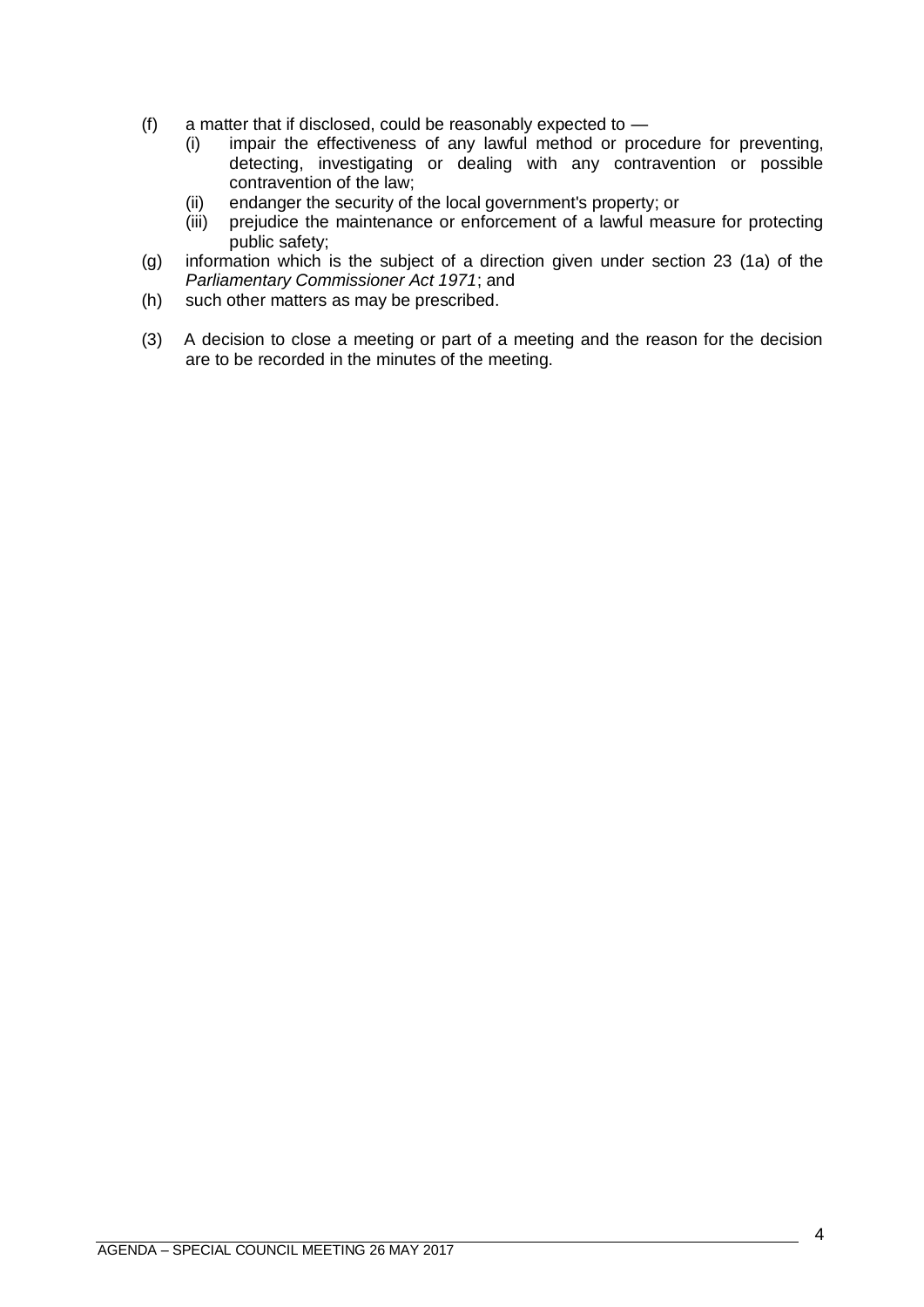(f) a matter that if disclosed, could be reasonably expected to —
   (i) impair the effectiveness of any lawful method or procedure for preventing, detecting, investigating or dealing with any contravention or possible contravention of the law;
   (ii) endanger the security of the local government's property; or
   (iii) prejudice the maintenance or enforcement of a lawful measure for protecting public safety;

(g) information which is the subject of a direction given under section 23 (1a) of the *Parliamentary Commissioner Act 1971*; and

(h) such other matters as may be prescribed.

(3) A decision to close a meeting or part of a meeting and the reason for the decision are to be recorded in the minutes of the meeting.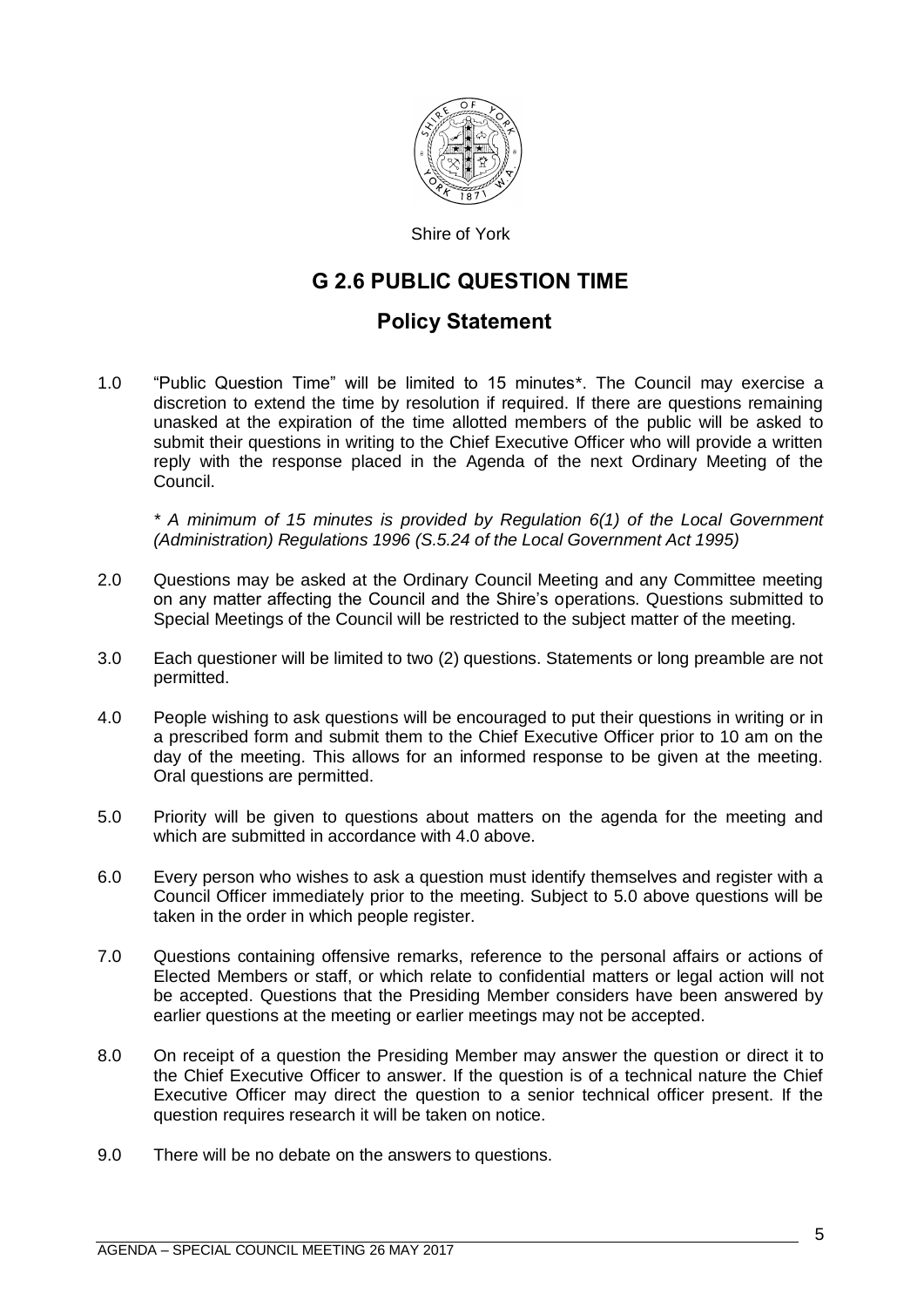Shire of York

# G 2.6 PUBLIC QUESTION TIME

## Policy Statement

1.0 "Public Question Time" will be limited to 15 minutes*. The Council may exercise a discretion to extend the time by resolution if required. If there are questions remaining unasked at the expiration of the time allotted members of the public will be asked to submit their questions in writing to the Chief Executive Officer who will provide a written reply with the response placed in the Agenda of the next Ordinary Meeting of the Council.

*\* A minimum of 15 minutes is provided by Regulation 6(1) of the Local Government (Administration) Regulations 1996 (S.5.24 of the Local Government Act 1995)*

2.0 Questions may be asked at the Ordinary Council Meeting and any Committee meeting on any matter affecting the Council and the Shire's operations. Questions submitted to Special Meetings of the Council will be restricted to the subject matter of the meeting.

3.0 Each questioner will be limited to two (2) questions. Statements or long preamble are not permitted.

4.0 People wishing to ask questions will be encouraged to put their questions in writing or in a prescribed form and submit them to the Chief Executive Officer prior to 10 am on the day of the meeting. This allows for an informed response to be given at the meeting. Oral questions are permitted.

5.0 Priority will be given to questions about matters on the agenda for the meeting and which are submitted in accordance with 4.0 above.

6.0 Every person who wishes to ask a question must identify themselves and register with a Council Officer immediately prior to the meeting. Subject to 5.0 above questions will be taken in the order in which people register.

7.0 Questions containing offensive remarks, reference to the personal affairs or actions of Elected Members or staff, or which relate to confidential matters or legal action will not be accepted. Questions that the Presiding Member considers have been answered by earlier questions at the meeting or earlier meetings may not be accepted.

8.0 On receipt of a question the Presiding Member may answer the question or direct it to the Chief Executive Officer to answer. If the question is of a technical nature the Chief Executive Officer may direct the question to a senior technical officer present. If the question requires research it will be taken on notice.

9.0 There will be no debate on the answers to questions.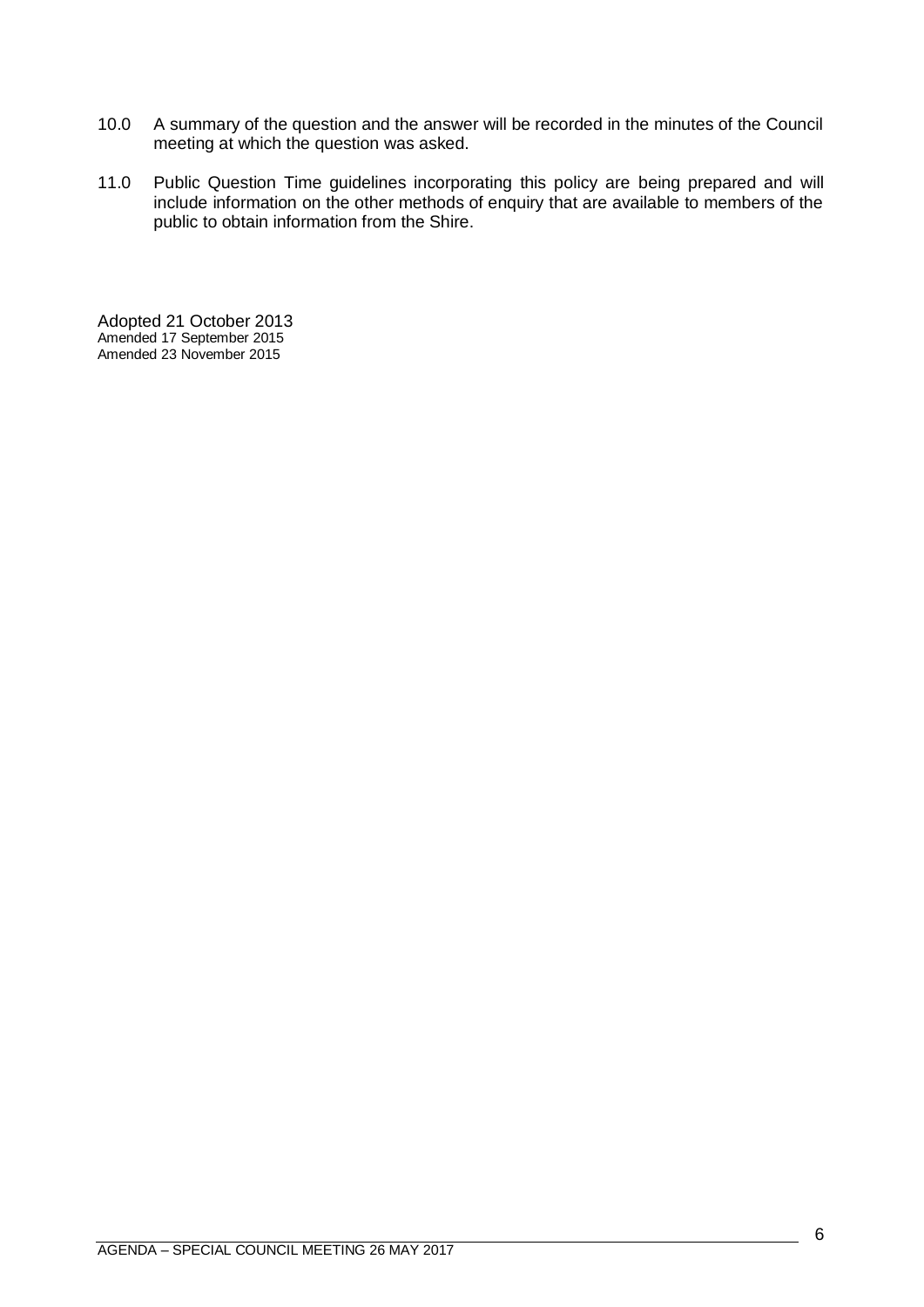10.0 A summary of the question and the answer will be recorded in the minutes of the Council meeting at which the question was asked.

11.0 Public Question Time guidelines incorporating this policy are being prepared and will include information on the other methods of enquiry that are available to members of the public to obtain information from the Shire.

Adopted 21 October 2013
Amended 17 September 2015
Amended 23 November 2015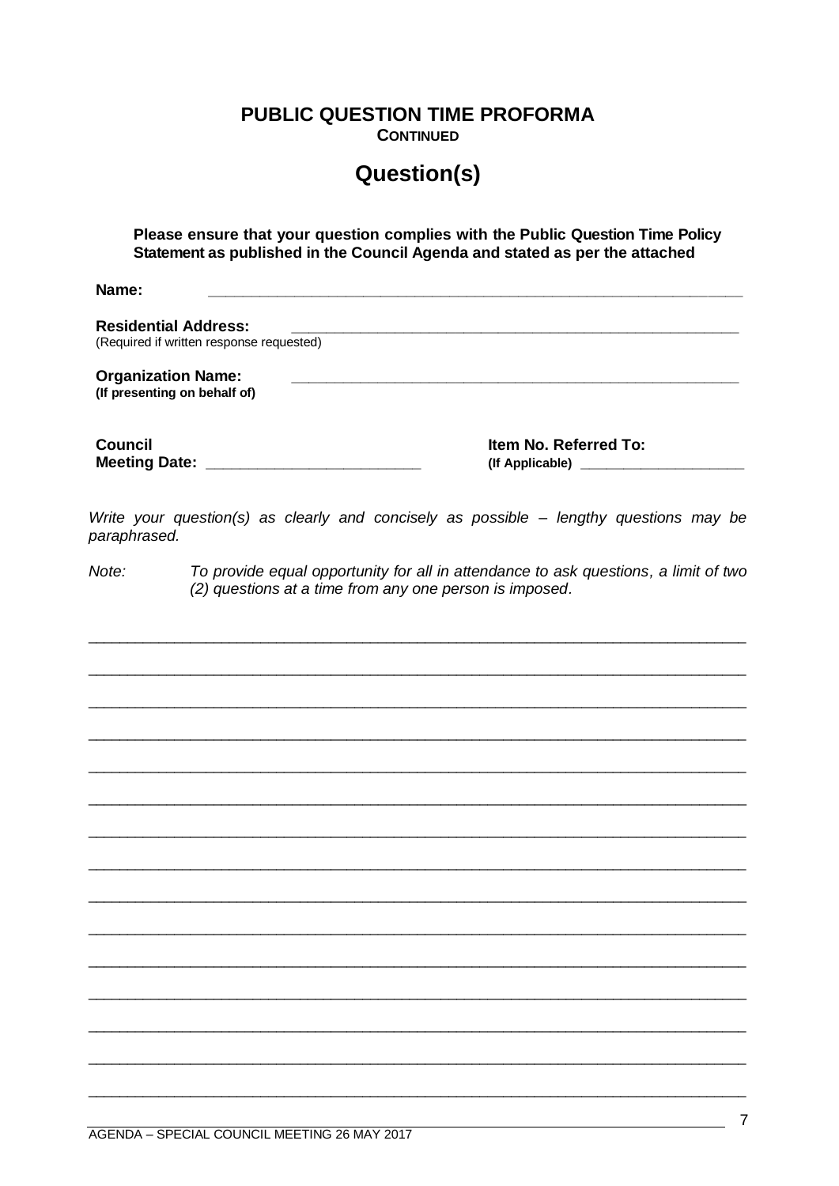# PUBLIC QUESTION TIME PROFORMA

**CONTINUED**

## Question(s)

**Please ensure that your question complies with the Public Question Time Policy Statement as published in the Council Agenda and stated as per the attached**

**Name:** _______________________________________________

**Residential Address:** _______________________________________________
(Required if written response requested)

**Organization Name:** _______________________________________________
**(If presenting on behalf of)**

**Council Meeting Date:** ______________________ **Item No. Referred To: (If Applicable)** ______________________

*Write your question(s) as clearly and concisely as possible – lengthy questions may be paraphrased.*

*Note: To provide equal opportunity for all in attendance to ask questions, a limit of two (2) questions at a time from any one person is imposed.*

_______________________________________________________________________________

_______________________________________________________________________________

_______________________________________________________________________________

_______________________________________________________________________________

_______________________________________________________________________________

_______________________________________________________________________________

_______________________________________________________________________________

_______________________________________________________________________________

_______________________________________________________________________________

_______________________________________________________________________________

_______________________________________________________________________________

_______________________________________________________________________________

_______________________________________________________________________________

_______________________________________________________________________________

_______________________________________________________________________________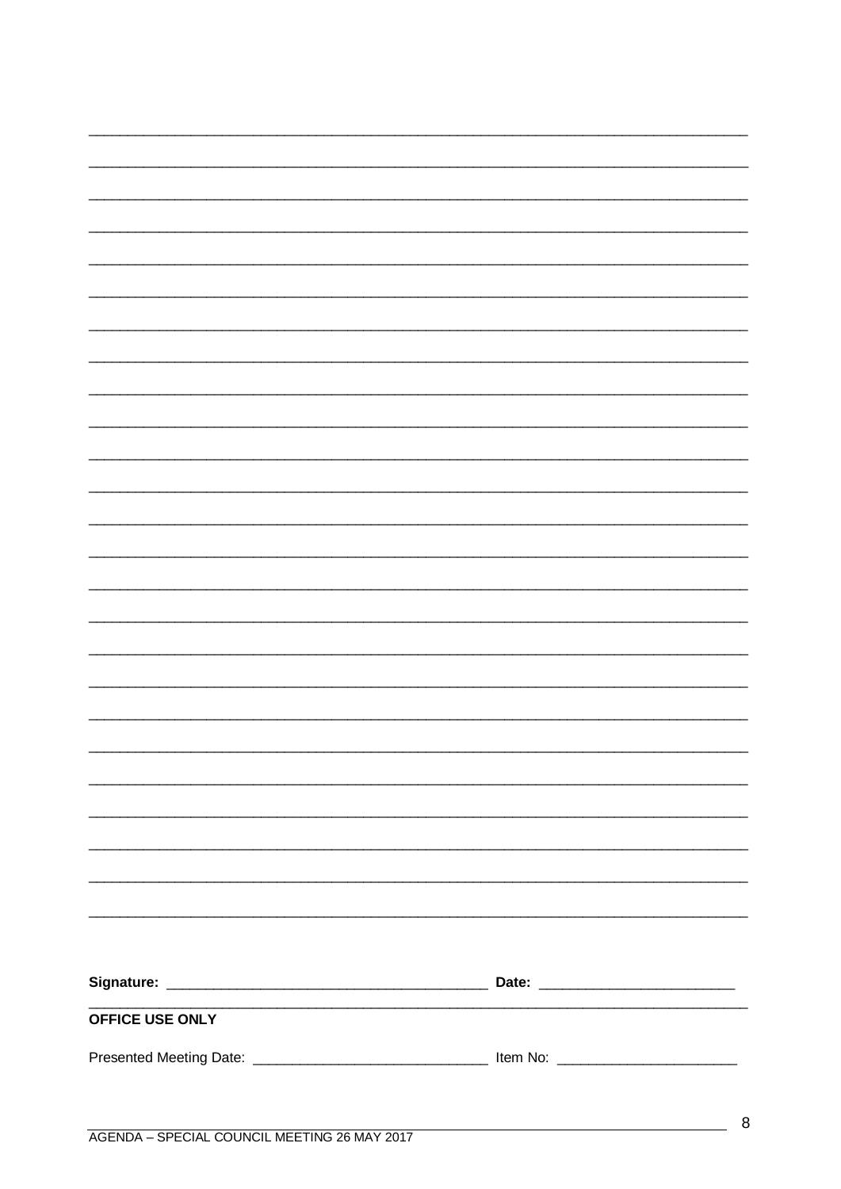Signature: ________________________________________ Date: ________________________

**OFFICE USE ONLY**

Presented Meeting Date: ____________________________ Item No: ______________________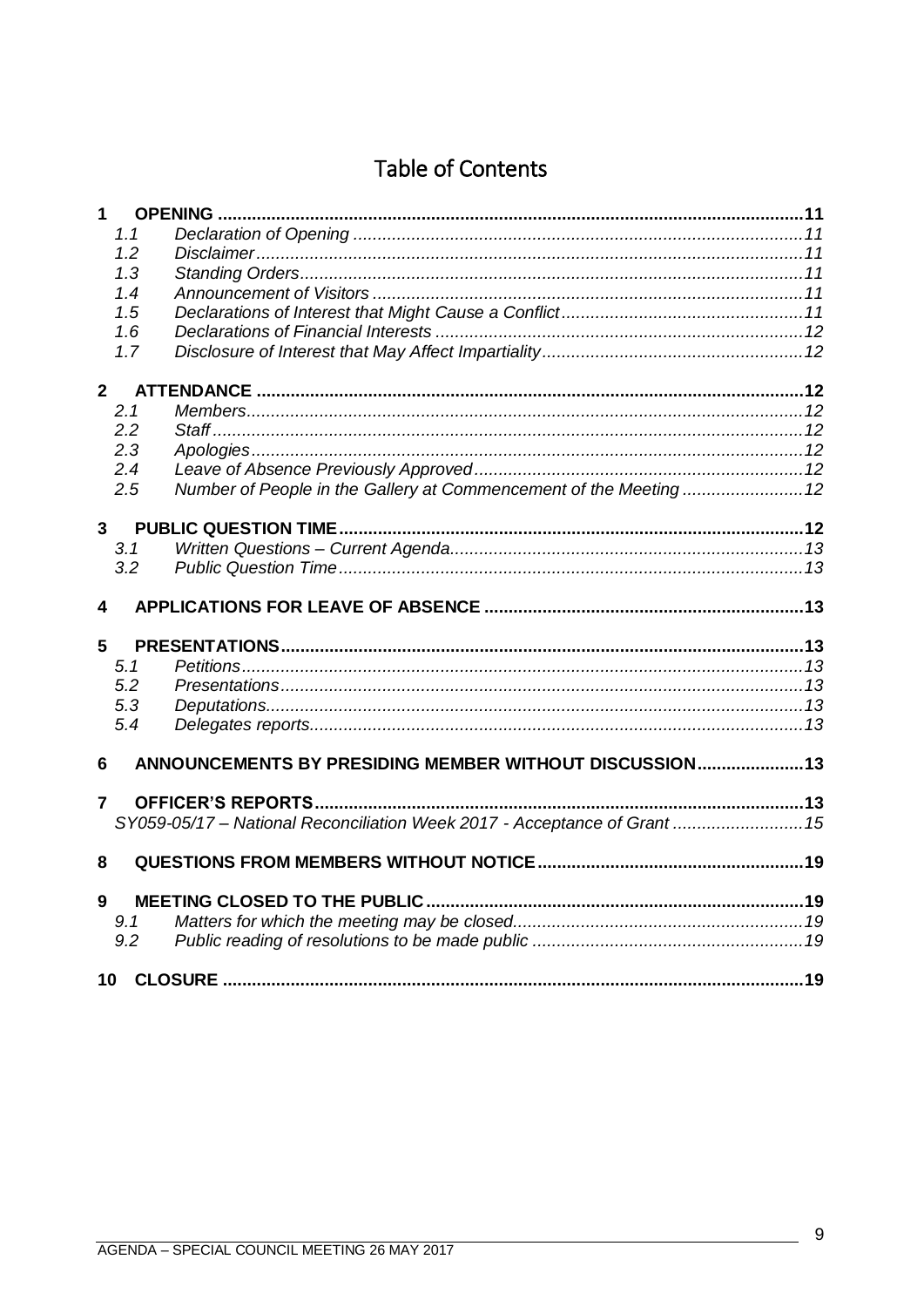# Table of Contents

**1 OPENING** ... **11**

- 1.1 *Declaration of Opening* ... *11*
- 1.2 *Disclaimer* ... *11*
- 1.3 *Standing Orders* ... *11*
- 1.4 *Announcement of Visitors* ... *11*
- 1.5 *Declarations of Interest that Might Cause a Conflict* ... *11*
- 1.6 *Declarations of Financial Interests* ... *12*
- 1.7 *Disclosure of Interest that May Affect Impartiality* ... *12*

**2 ATTENDANCE** ... **12**

- 2.1 *Members* ... *12*
- 2.2 *Staff* ... *12*
- 2.3 *Apologies* ... *12*
- 2.4 *Leave of Absence Previously Approved* ... *12*
- 2.5 *Number of People in the Gallery at Commencement of the Meeting* ... *12*

**3 PUBLIC QUESTION TIME** ... **12**

- 3.1 *Written Questions – Current Agenda* ... *13*
- 3.2 *Public Question Time* ... *13*

**4 APPLICATIONS FOR LEAVE OF ABSENCE** ... **13**

**5 PRESENTATIONS** ... **13**

- 5.1 *Petitions* ... *13*
- 5.2 *Presentations* ... *13*
- 5.3 *Deputations* ... *13*
- 5.4 *Delegates reports* ... *13*

**6 ANNOUNCEMENTS BY PRESIDING MEMBER WITHOUT DISCUSSION** ... **13**

**7 OFFICER'S REPORTS** ... **13**

*SY059-05/17 – National Reconciliation Week 2017 - Acceptance of Grant* ... *15*

**8 QUESTIONS FROM MEMBERS WITHOUT NOTICE** ... **19**

**9 MEETING CLOSED TO THE PUBLIC** ... **19**

- 9.1 *Matters for which the meeting may be closed* ... *19*
- 9.2 *Public reading of resolutions to be made public* ... *19*

**10 CLOSURE** ... **19**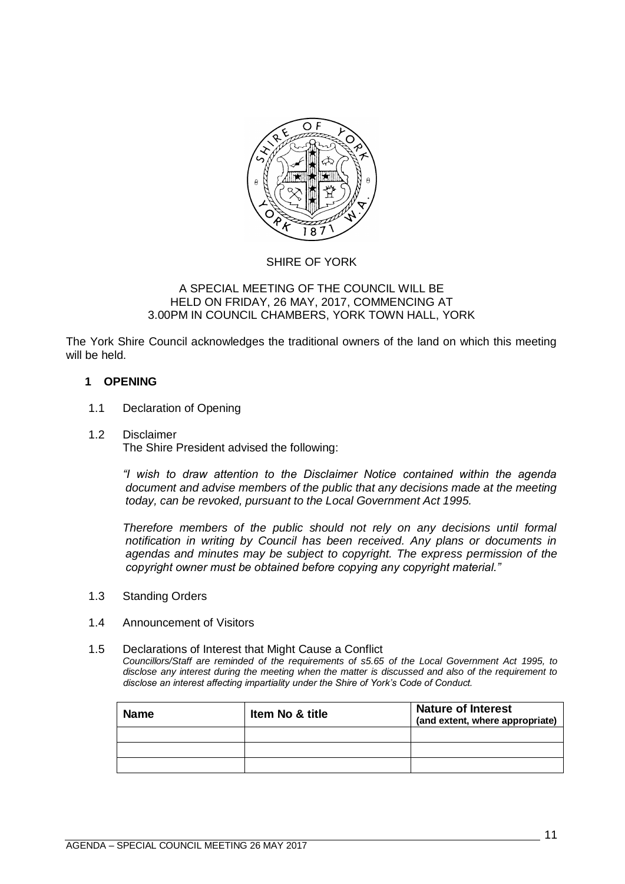SHIRE OF YORK

A SPECIAL MEETING OF THE COUNCIL WILL BE HELD ON FRIDAY, 26 MAY, 2017, COMMENCING AT 3.00PM IN COUNCIL CHAMBERS, YORK TOWN HALL, YORK

The York Shire Council acknowledges the traditional owners of the land on which this meeting will be held.

## 1 OPENING

1.1 Declaration of Opening

1.2 Disclaimer

The Shire President advised the following:

*"I wish to draw attention to the Disclaimer Notice contained within the agenda document and advise members of the public that any decisions made at the meeting today, can be revoked, pursuant to the Local Government Act 1995.*

*Therefore members of the public should not rely on any decisions until formal notification in writing by Council has been received. Any plans or documents in agendas and minutes may be subject to copyright. The express permission of the copyright owner must be obtained before copying any copyright material."*

1.3 Standing Orders

1.4 Announcement of Visitors

1.5 Declarations of Interest that Might Cause a Conflict

*Councillors/Staff are reminded of the requirements of s5.65 of the Local Government Act 1995, to disclose any interest during the meeting when the matter is discussed and also of the requirement to disclose an interest affecting impartiality under the Shire of York's Code of Conduct.*

| Name | Item No & title | Nature of Interest (and extent, where appropriate) |
|---|---|---|
| | | |
| | | |
| | | |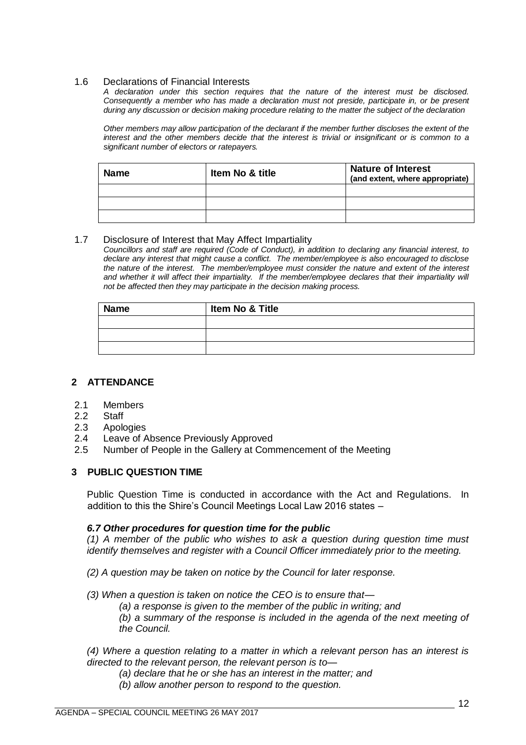### 1.6 Declarations of Financial Interests

*A declaration under this section requires that the nature of the interest must be disclosed. Consequently a member who has made a declaration must not preside, participate in, or be present during any discussion or decision making procedure relating to the matter the subject of the declaration*

*Other members may allow participation of the declarant if the member further discloses the extent of the interest and the other members decide that the interest is trivial or insignificant or is common to a significant number of electors or ratepayers.*

| **Name** | **Item No & title** | **Nature of Interest (and extent, where appropriate)** |
|---|---|---|
| | | |
| | | |
| | | |

### 1.7 Disclosure of Interest that May Affect Impartiality

*Councillors and staff are required (Code of Conduct), in addition to declaring any financial interest, to declare any interest that might cause a conflict. The member/employee is also encouraged to disclose the nature of the interest. The member/employee must consider the nature and extent of the interest and whether it will affect their impartiality. If the member/employee declares that their impartiality will not be affected then they may participate in the decision making process.*

| **Name** | **Item No & Title** |
|---|---|
| | |
| | |
| | |

## 2 ATTENDANCE

2.1 Members
2.2 Staff
2.3 Apologies
2.4 Leave of Absence Previously Approved
2.5 Number of People in the Gallery at Commencement of the Meeting

## 3 PUBLIC QUESTION TIME

Public Question Time is conducted in accordance with the Act and Regulations. In addition to this the Shire's Council Meetings Local Law 2016 states –

***6.7 Other procedures for question time for the public***

*(1) A member of the public who wishes to ask a question during question time must identify themselves and register with a Council Officer immediately prior to the meeting.*

*(2) A question may be taken on notice by the Council for later response.*

*(3) When a question is taken on notice the CEO is to ensure that—*

*(a) a response is given to the member of the public in writing; and*

*(b) a summary of the response is included in the agenda of the next meeting of the Council.*

*(4) Where a question relating to a matter in which a relevant person has an interest is directed to the relevant person, the relevant person is to—*

*(a) declare that he or she has an interest in the matter; and*

*(b) allow another person to respond to the question.*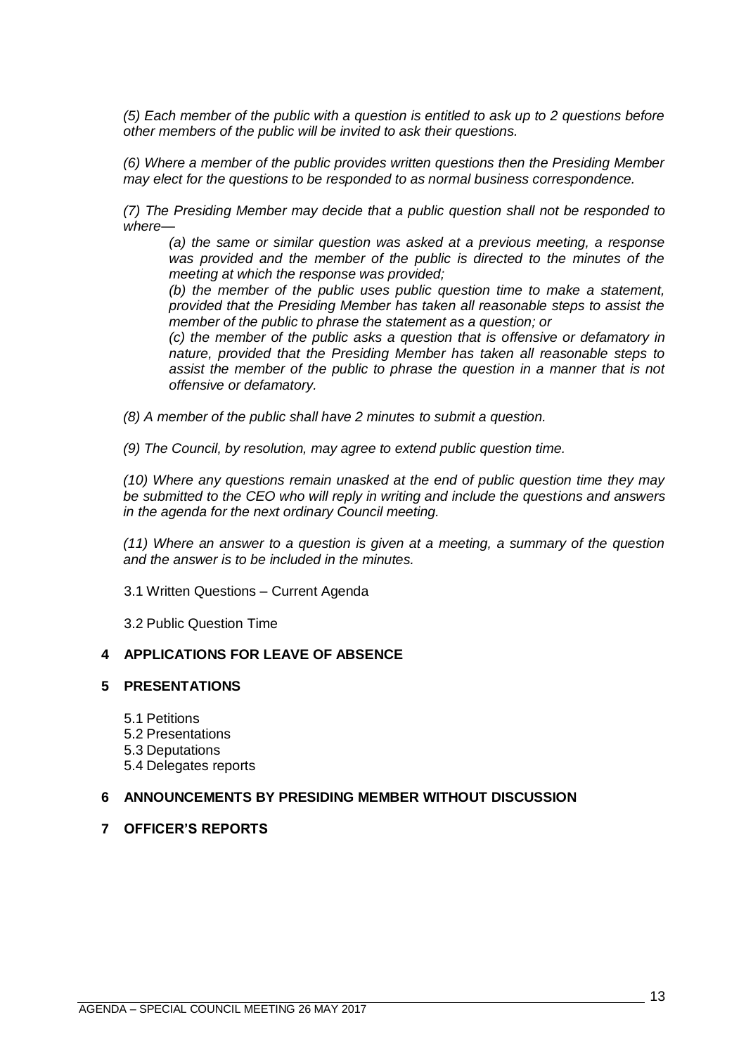*(5) Each member of the public with a question is entitled to ask up to 2 questions before other members of the public will be invited to ask their questions.*

*(6) Where a member of the public provides written questions then the Presiding Member may elect for the questions to be responded to as normal business correspondence.*

*(7) The Presiding Member may decide that a public question shall not be responded to where—*

> *(a) the same or similar question was asked at a previous meeting, a response was provided and the member of the public is directed to the minutes of the meeting at which the response was provided;*
>
> *(b) the member of the public uses public question time to make a statement, provided that the Presiding Member has taken all reasonable steps to assist the member of the public to phrase the statement as a question; or*
>
> *(c) the member of the public asks a question that is offensive or defamatory in nature, provided that the Presiding Member has taken all reasonable steps to assist the member of the public to phrase the question in a manner that is not offensive or defamatory.*

*(8) A member of the public shall have 2 minutes to submit a question.*

*(9) The Council, by resolution, may agree to extend public question time.*

*(10) Where any questions remain unasked at the end of public question time they may be submitted to the CEO who will reply in writing and include the questions and answers in the agenda for the next ordinary Council meeting.*

*(11) Where an answer to a question is given at a meeting, a summary of the question and the answer is to be included in the minutes.*

3.1 Written Questions – Current Agenda

3.2 Public Question Time

## 4 APPLICATIONS FOR LEAVE OF ABSENCE

## 5 PRESENTATIONS

5.1 Petitions
5.2 Presentations
5.3 Deputations
5.4 Delegates reports

## 6 ANNOUNCEMENTS BY PRESIDING MEMBER WITHOUT DISCUSSION

## 7 OFFICER'S REPORTS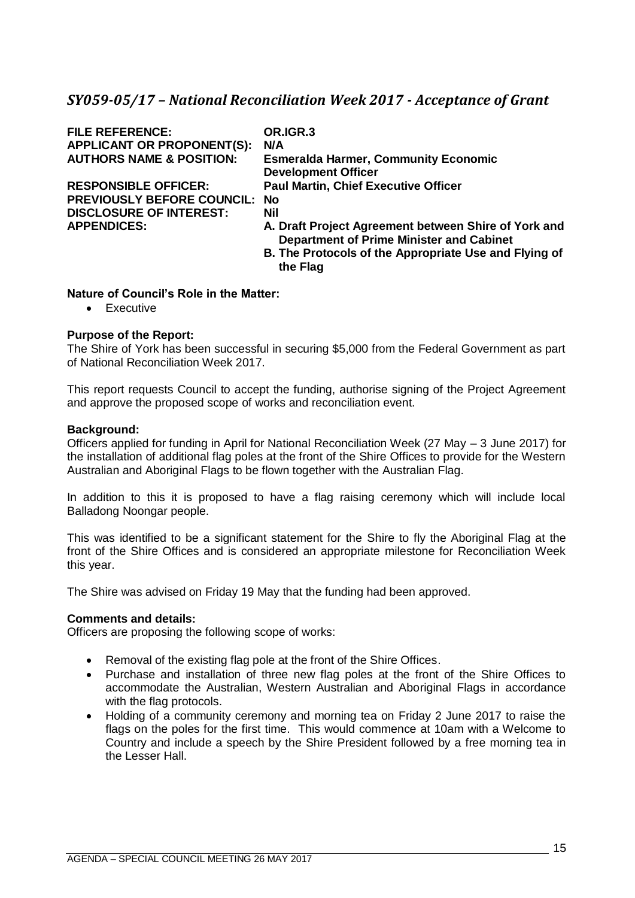## *SY059-05/17 – National Reconciliation Week 2017 - Acceptance of Grant*

| | |
|---|---|
| **FILE REFERENCE:** | **OR.IGR.3** |
| **APPLICANT OR PROPONENT(S):** | **N/A** |
| **AUTHORS NAME & POSITION:** | **Esmeralda Harmer, Community Economic Development Officer** |
| **RESPONSIBLE OFFICER:** | **Paul Martin, Chief Executive Officer** |
| **PREVIOUSLY BEFORE COUNCIL:** | **No** |
| **DISCLOSURE OF INTEREST:** | **Nil** |
| **APPENDICES:** | **A. Draft Project Agreement between Shire of York and Department of Prime Minister and Cabinet**<br>**B. The Protocols of the Appropriate Use and Flying of the Flag** |

**Nature of Council's Role in the Matter:**

- Executive

**Purpose of the Report:**

The Shire of York has been successful in securing $5,000 from the Federal Government as part of National Reconciliation Week 2017.

This report requests Council to accept the funding, authorise signing of the Project Agreement and approve the proposed scope of works and reconciliation event.

**Background:**

Officers applied for funding in April for National Reconciliation Week (27 May – 3 June 2017) for the installation of additional flag poles at the front of the Shire Offices to provide for the Western Australian and Aboriginal Flags to be flown together with the Australian Flag.

In addition to this it is proposed to have a flag raising ceremony which will include local Balladong Noongar people.

This was identified to be a significant statement for the Shire to fly the Aboriginal Flag at the front of the Shire Offices and is considered an appropriate milestone for Reconciliation Week this year.

The Shire was advised on Friday 19 May that the funding had been approved.

**Comments and details:**

Officers are proposing the following scope of works:

- Removal of the existing flag pole at the front of the Shire Offices.
- Purchase and installation of three new flag poles at the front of the Shire Offices to accommodate the Australian, Western Australian and Aboriginal Flags in accordance with the flag protocols.
- Holding of a community ceremony and morning tea on Friday 2 June 2017 to raise the flags on the poles for the first time. This would commence at 10am with a Welcome to Country and include a speech by the Shire President followed by a free morning tea in the Lesser Hall.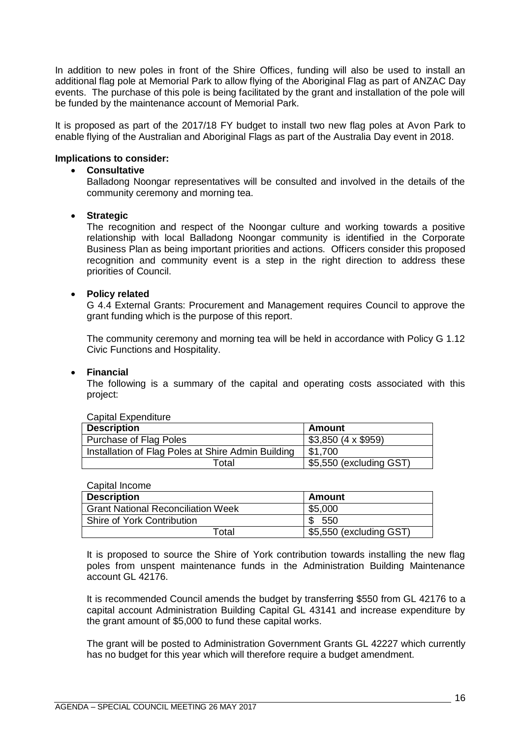In addition to new poles in front of the Shire Offices, funding will also be used to install an additional flag pole at Memorial Park to allow flying of the Aboriginal Flag as part of ANZAC Day events. The purchase of this pole is being facilitated by the grant and installation of the pole will be funded by the maintenance account of Memorial Park.

It is proposed as part of the 2017/18 FY budget to install two new flag poles at Avon Park to enable flying of the Australian and Aboriginal Flags as part of the Australia Day event in 2018.

**Implications to consider:**

- **Consultative**

  Balladong Noongar representatives will be consulted and involved in the details of the community ceremony and morning tea.

- **Strategic**

  The recognition and respect of the Noongar culture and working towards a positive relationship with local Balladong Noongar community is identified in the Corporate Business Plan as being important priorities and actions. Officers consider this proposed recognition and community event is a step in the right direction to address these priorities of Council.

- **Policy related**

  G 4.4 External Grants: Procurement and Management requires Council to approve the grant funding which is the purpose of this report.

  The community ceremony and morning tea will be held in accordance with Policy G 1.12 Civic Functions and Hospitality.

- **Financial**

  The following is a summary of the capital and operating costs associated with this project:

  Capital Expenditure

  | Description | Amount |
  |---|---|
  | Purchase of Flag Poles | $3,850 (4 x $959) |
  | Installation of Flag Poles at Shire Admin Building | $1,700 |
  | Total | $5,550 (excluding GST) |

  Capital Income

  | Description | Amount |
  |---|---|
  | Grant National Reconciliation Week | $5,000 |
  | Shire of York Contribution | $ 550 |
  | Total | $5,550 (excluding GST) |

  It is proposed to source the Shire of York contribution towards installing the new flag poles from unspent maintenance funds in the Administration Building Maintenance account GL 42176.

  It is recommended Council amends the budget by transferring $550 from GL 42176 to a capital account Administration Building Capital GL 43141 and increase expenditure by the grant amount of $5,000 to fund these capital works.

  The grant will be posted to Administration Government Grants GL 42227 which currently has no budget for this year which will therefore require a budget amendment.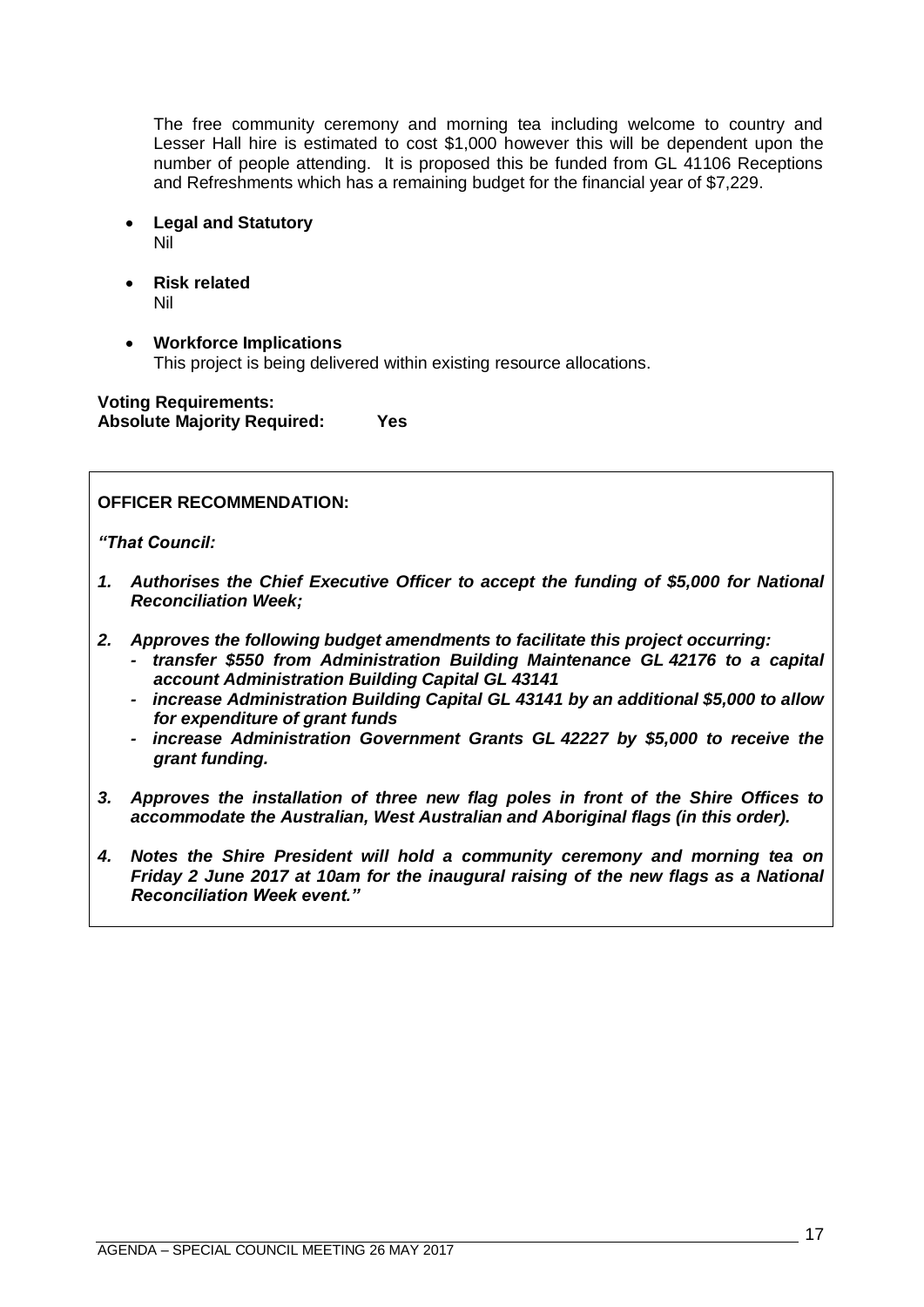The free community ceremony and morning tea including welcome to country and Lesser Hall hire is estimated to cost $1,000 however this will be dependent upon the number of people attending. It is proposed this be funded from GL 41106 Receptions and Refreshments which has a remaining budget for the financial year of $7,229.

- **Legal and Statutory**
  Nil

- **Risk related**
  Nil

- **Workforce Implications**
  This project is being delivered within existing resource allocations.

**Voting Requirements:**
**Absolute Majority Required: Yes**

**OFFICER RECOMMENDATION:**

***"That Council:***

1. ***Authorises the Chief Executive Officer to accept the funding of $5,000 for National Reconciliation Week;***

2. ***Approves the following budget amendments to facilitate this project occurring:***
   - ***transfer $550 from Administration Building Maintenance GL 42176 to a capital account Administration Building Capital GL 43141***
   - ***increase Administration Building Capital GL 43141 by an additional $5,000 to allow for expenditure of grant funds***
   - ***increase Administration Government Grants GL 42227 by $5,000 to receive the grant funding.***

3. ***Approves the installation of three new flag poles in front of the Shire Offices to accommodate the Australian, West Australian and Aboriginal flags (in this order).***

4. ***Notes the Shire President will hold a community ceremony and morning tea on Friday 2 June 2017 at 10am for the inaugural raising of the new flags as a National Reconciliation Week event."***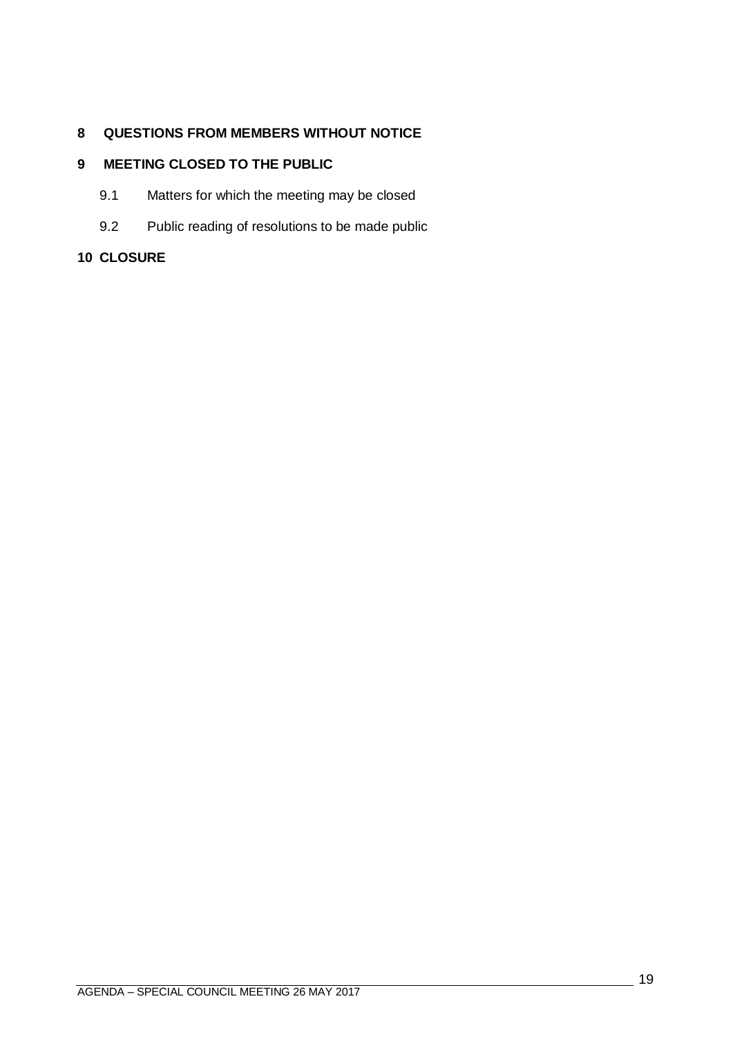## 8 QUESTIONS FROM MEMBERS WITHOUT NOTICE

## 9 MEETING CLOSED TO THE PUBLIC

9.1 Matters for which the meeting may be closed

9.2 Public reading of resolutions to be made public

## 10 CLOSURE